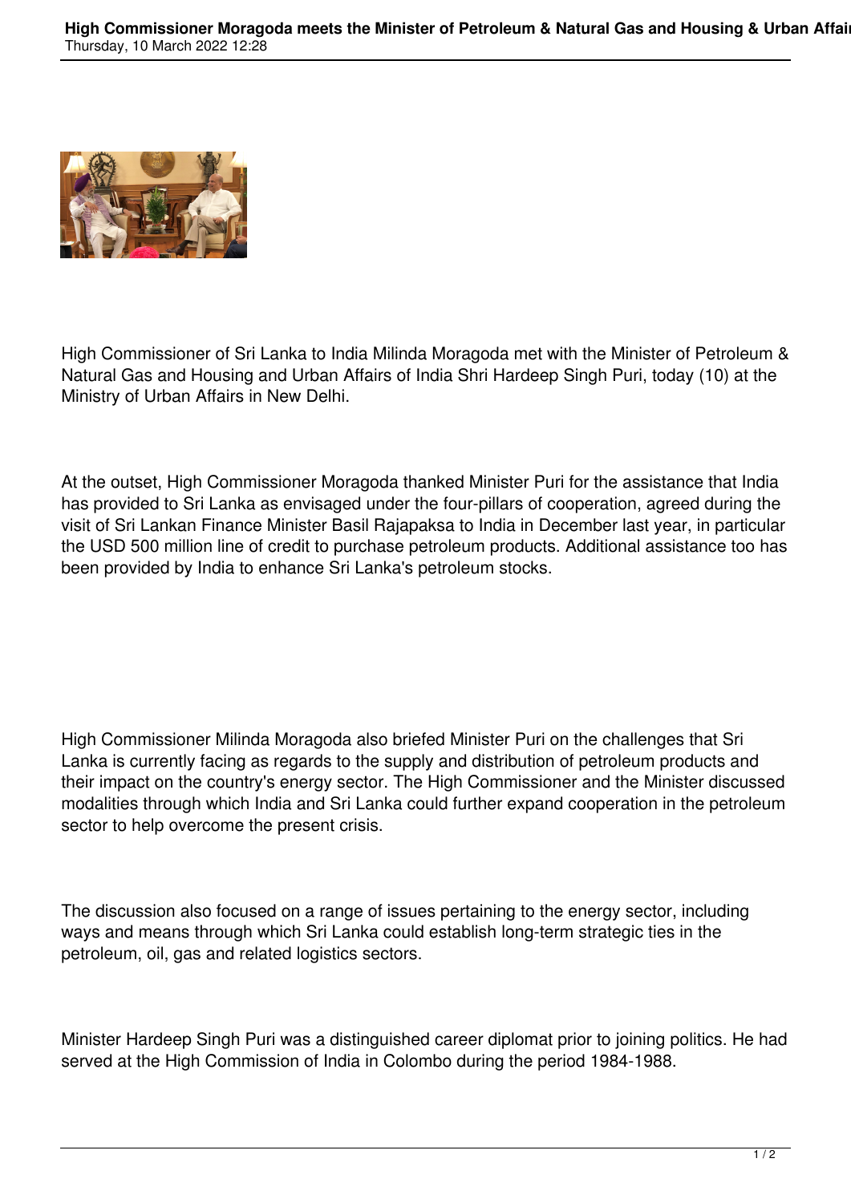High Commissioner of Sri Lanka to India Milinda Moragoda met with the Minister of Petroleum & Natural Gas and Housing and Urban Affairs of India Shri Hardeep Singh Puri, today (10) at the Ministry of Urban Affairs in New Delhi.

At the outset, High Commissioner Moragoda thanked Minister Puri for the assistance that India has provided to Sri Lanka as envisaged under the four-pillars of cooperation, agreed during the visit of Sri Lankan Finance Minister Basil Rajapaksa to India in December last year, in particular the USD 500 million line of credit to purchase petroleum products. Additional assistance too has been provided by India to enhance Sri Lanka's petroleum stocks.

High Commissioner Milinda Moragoda also briefed Minister Puri on the challenges that Sri Lanka is currently facing as regards to the supply and distribution of petroleum products and their impact on the country's energy sector. The High Commissioner and the Minister discussed modalities through which India and Sri Lanka could further expand cooperation in the petroleum sector to help overcome the present crisis.

The discussion also focused on a range of issues pertaining to the energy sector, including ways and means through which Sri Lanka could establish long-term strategic ties in the petroleum, oil, gas and related logistics sectors.

Minister Hardeep Singh Puri was a distinguished career diplomat prior to joining politics. He had served at the High Commission of India in Colombo during the period 1984-1988.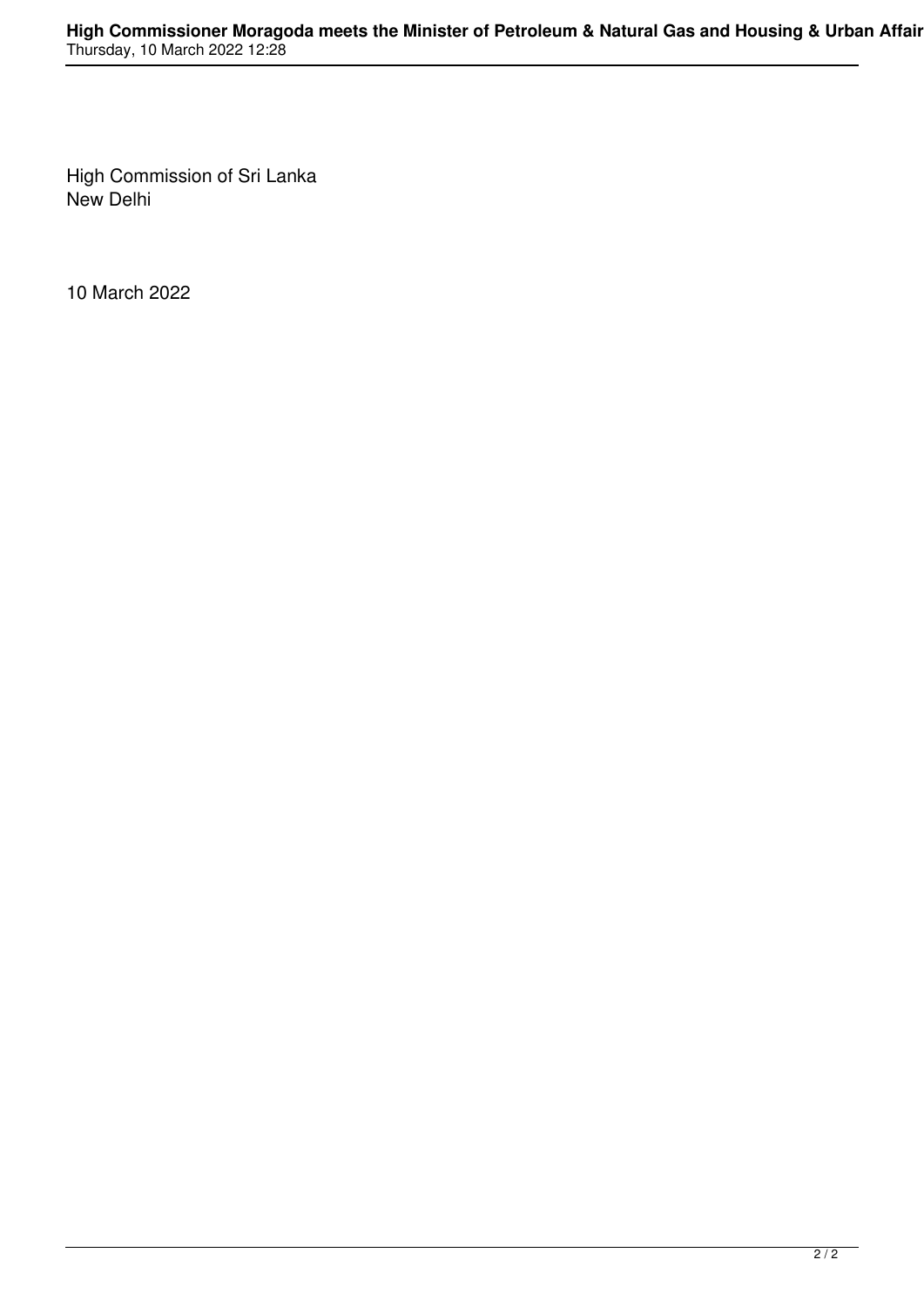High Commission of Sri Lanka
New Delhi

10 March 2022